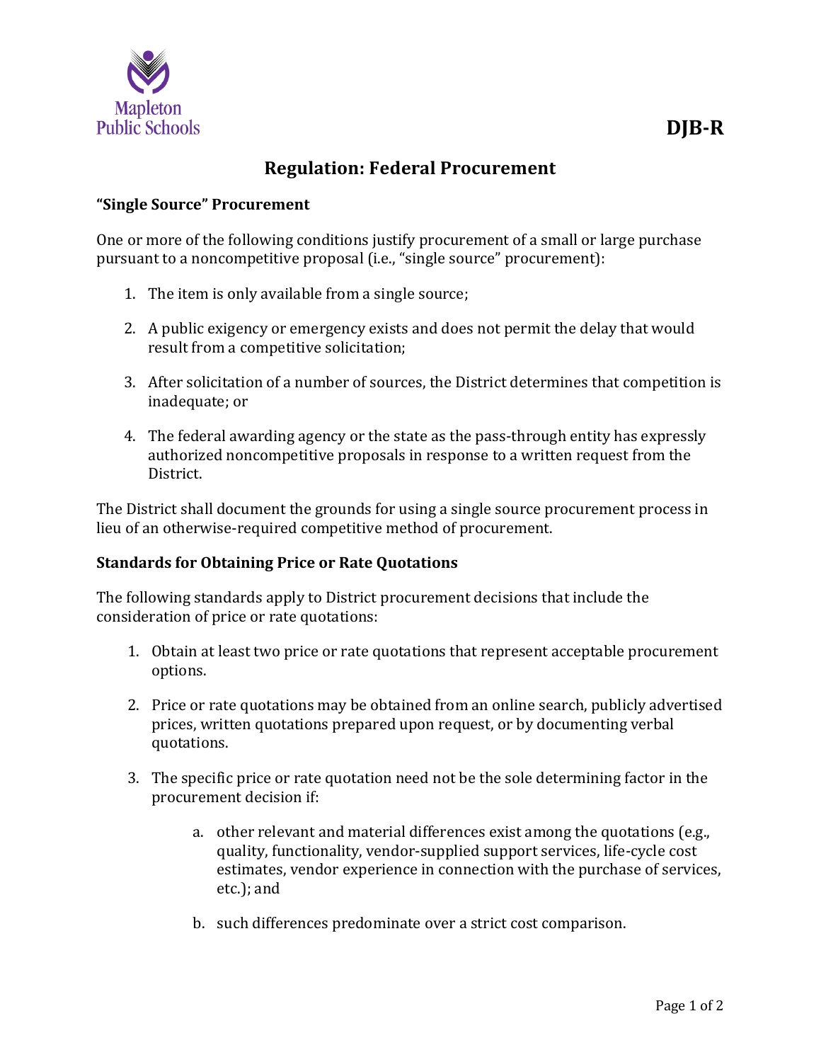Mapleton Public Schools

DJB-R

# Regulation: Federal Procurement

### "Single Source" Procurement

One or more of the following conditions justify procurement of a small or large purchase pursuant to a noncompetitive proposal (i.e., "single source" procurement):

1. The item is only available from a single source;
2. A public exigency or emergency exists and does not permit the delay that would result from a competitive solicitation;
3. After solicitation of a number of sources, the District determines that competition is inadequate; or
4. The federal awarding agency or the state as the pass-through entity has expressly authorized noncompetitive proposals in response to a written request from the District.

The District shall document the grounds for using a single source procurement process in lieu of an otherwise-required competitive method of procurement.

### Standards for Obtaining Price or Rate Quotations

The following standards apply to District procurement decisions that include the consideration of price or rate quotations:

1. Obtain at least two price or rate quotations that represent acceptable procurement options.
2. Price or rate quotations may be obtained from an online search, publicly advertised prices, written quotations prepared upon request, or by documenting verbal quotations.
3. The specific price or rate quotation need not be the sole determining factor in the procurement decision if:
   a. other relevant and material differences exist among the quotations (e.g., quality, functionality, vendor-supplied support services, life-cycle cost estimates, vendor experience in connection with the purchase of services, etc.); and
   b. such differences predominate over a strict cost comparison.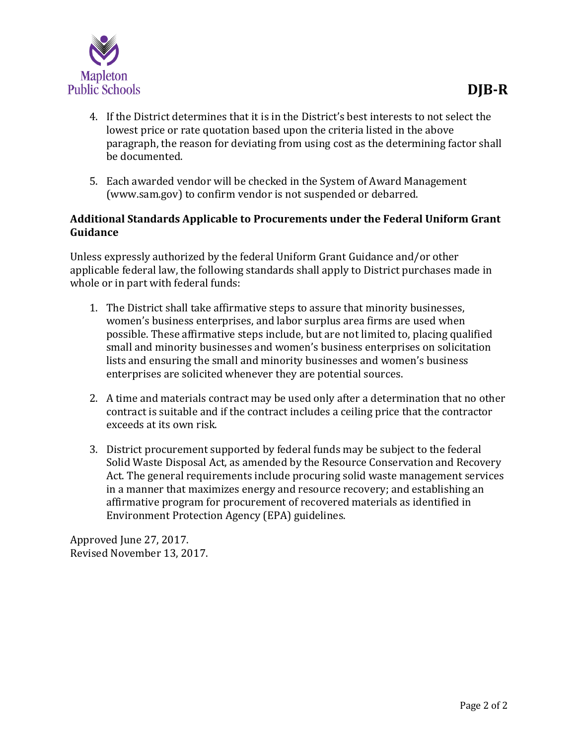4. If the District determines that it is in the District's best interests to not select the lowest price or rate quotation based upon the criteria listed in the above paragraph, the reason for deviating from using cost as the determining factor shall be documented.

5. Each awarded vendor will be checked in the System of Award Management (www.sam.gov) to confirm vendor is not suspended or debarred.

**Additional Standards Applicable to Procurements under the Federal Uniform Grant Guidance**

Unless expressly authorized by the federal Uniform Grant Guidance and/or other applicable federal law, the following standards shall apply to District purchases made in whole or in part with federal funds:

1. The District shall take affirmative steps to assure that minority businesses, women's business enterprises, and labor surplus area firms are used when possible. These affirmative steps include, but are not limited to, placing qualified small and minority businesses and women's business enterprises on solicitation lists and ensuring the small and minority businesses and women's business enterprises are solicited whenever they are potential sources.

2. A time and materials contract may be used only after a determination that no other contract is suitable and if the contract includes a ceiling price that the contractor exceeds at its own risk.

3. District procurement supported by federal funds may be subject to the federal Solid Waste Disposal Act, as amended by the Resource Conservation and Recovery Act. The general requirements include procuring solid waste management services in a manner that maximizes energy and resource recovery; and establishing an affirmative program for procurement of recovered materials as identified in Environment Protection Agency (EPA) guidelines.

Approved June 27, 2017.
Revised November 13, 2017.